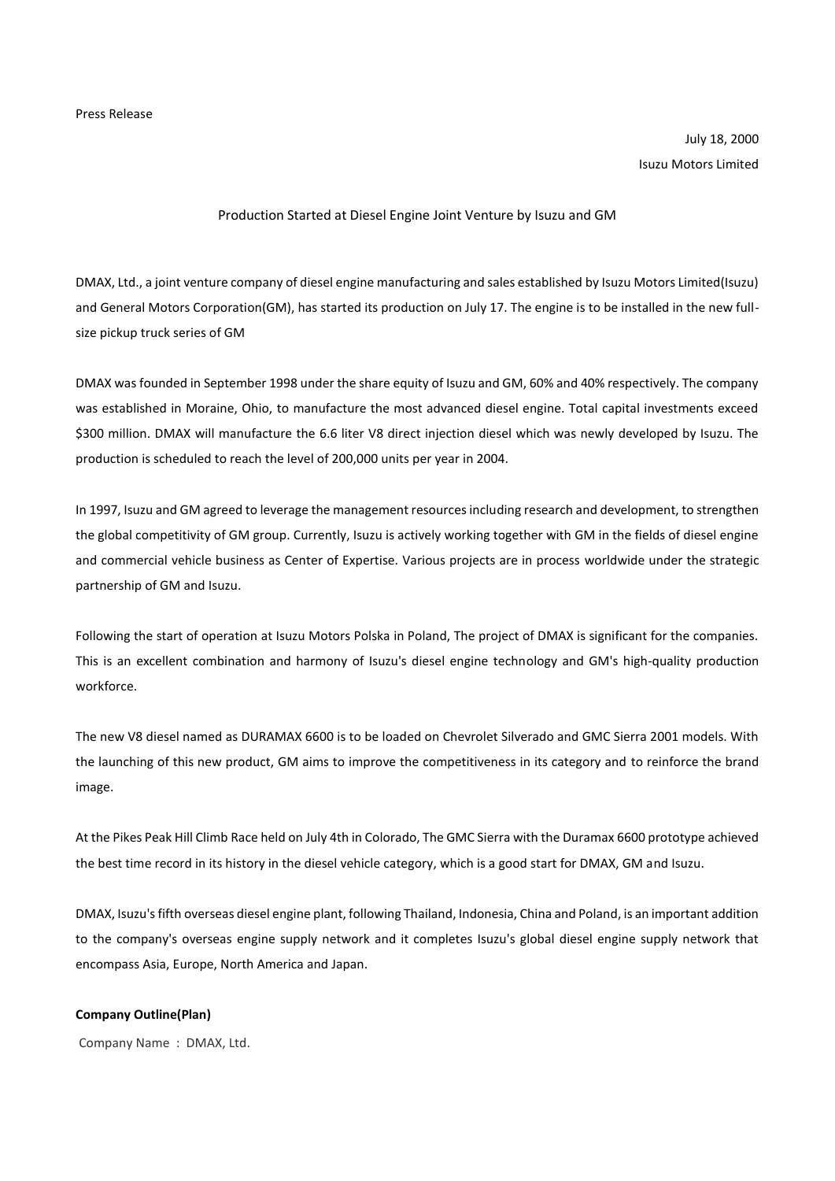Press Release

July 18, 2000

Isuzu Motors Limited

## Production Started at Diesel Engine Joint Venture by Isuzu and GM

DMAX, Ltd., a joint venture company of diesel engine manufacturing and sales established by Isuzu Motors Limited(Isuzu) and General Motors Corporation(GM), has started its production on July 17. The engine is to be installed in the new full-size pickup truck series of GM

DMAX was founded in September 1998 under the share equity of Isuzu and GM, 60% and 40% respectively. The company was established in Moraine, Ohio, to manufacture the most advanced diesel engine. Total capital investments exceed $300 million. DMAX will manufacture the 6.6 liter V8 direct injection diesel which was newly developed by Isuzu. The production is scheduled to reach the level of 200,000 units per year in 2004.

In 1997, Isuzu and GM agreed to leverage the management resources including research and development, to strengthen the global competitivity of GM group. Currently, Isuzu is actively working together with GM in the fields of diesel engine and commercial vehicle business as Center of Expertise. Various projects are in process worldwide under the strategic partnership of GM and Isuzu.

Following the start of operation at Isuzu Motors Polska in Poland, The project of DMAX is significant for the companies. This is an excellent combination and harmony of Isuzu's diesel engine technology and GM's high-quality production workforce.

The new V8 diesel named as DURAMAX 6600 is to be loaded on Chevrolet Silverado and GMC Sierra 2001 models. With the launching of this new product, GM aims to improve the competitiveness in its category and to reinforce the brand image.

At the Pikes Peak Hill Climb Race held on July 4th in Colorado, The GMC Sierra with the Duramax 6600 prototype achieved the best time record in its history in the diesel vehicle category, which is a good start for DMAX, GM and Isuzu.

DMAX, Isuzu's fifth overseas diesel engine plant, following Thailand, Indonesia, China and Poland, is an important addition to the company's overseas engine supply network and it completes Isuzu's global diesel engine supply network that encompass Asia, Europe, North America and Japan.

**Company Outline(Plan)**

Company Name : DMAX, Ltd.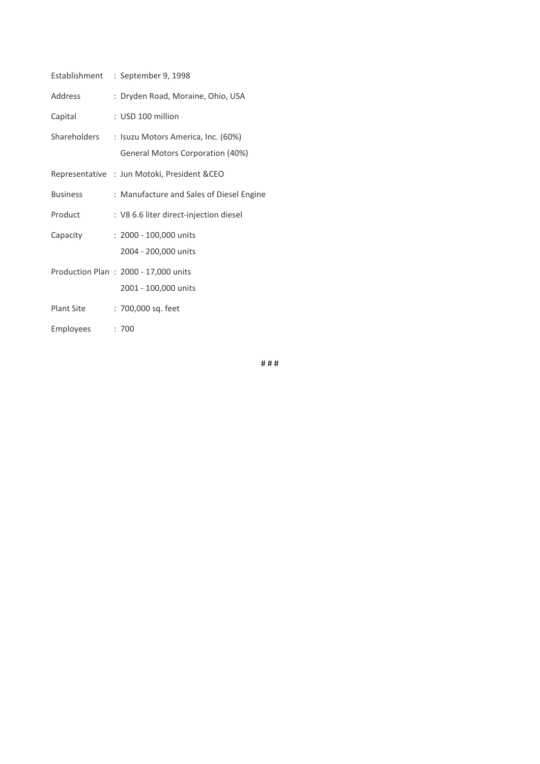| | |
|---|---|
| Establishment | : September 9, 1998 |
| Address | : Dryden Road, Moraine, Ohio, USA |
| Capital | : USD 100 million |
| Shareholders | : Isuzu Motors America, Inc. (60%)<br>General Motors Corporation (40%) |
| Representative | : Jun Motoki, President &CEO |
| Business | : Manufacture and Sales of Diesel Engine |
| Product | : V8 6.6 liter direct-injection diesel |
| Capacity | : 2000 - 100,000 units<br>2004 - 200,000 units |
| Production Plan | : 2000 - 17,000 units<br>2001 - 100,000 units |
| Plant Site | : 700,000 sq. feet |
| Employees | : 700 |

# # #